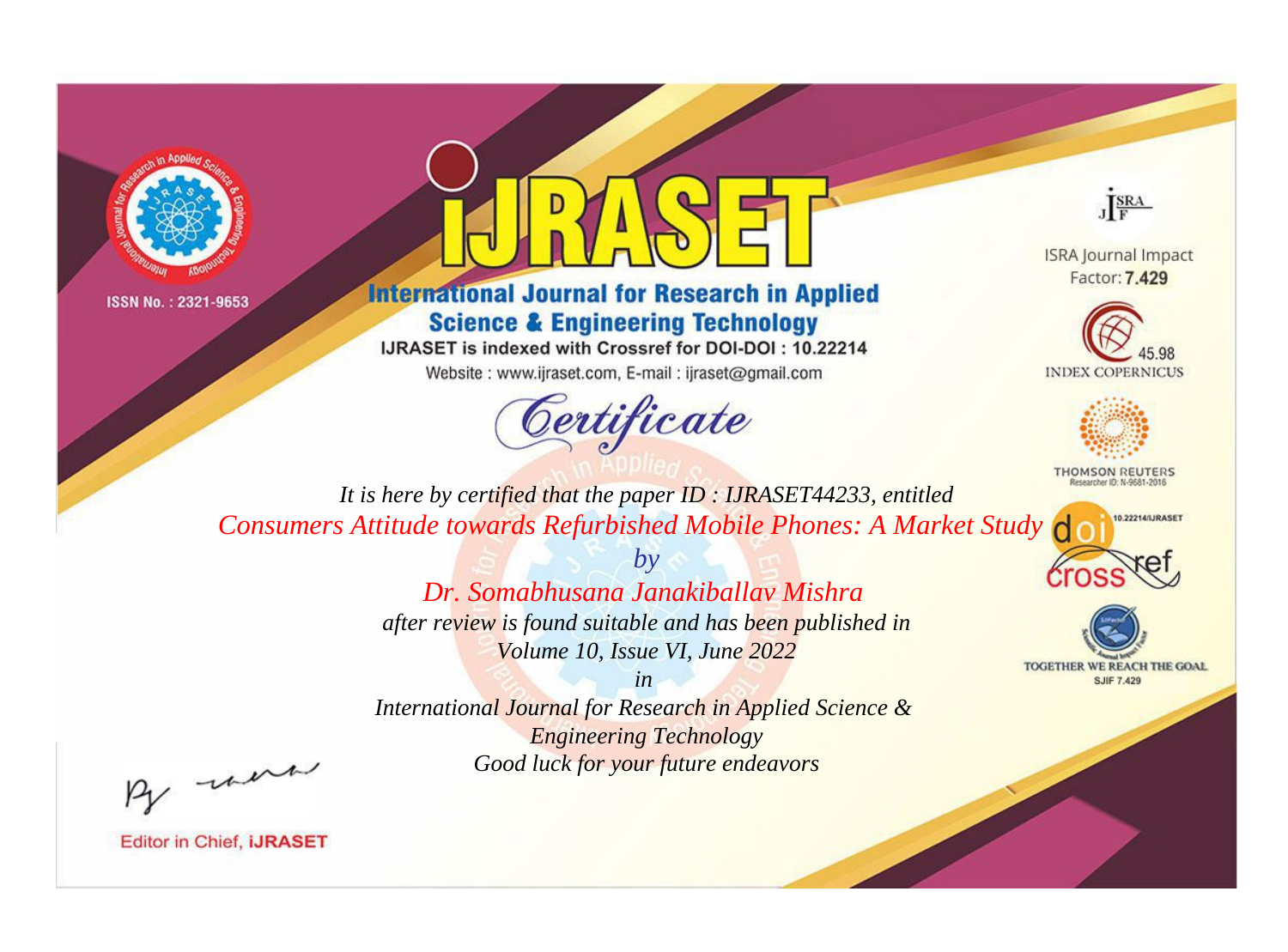ISSN No. : 2321-9653

# IJRASET

## International Journal for Research in Applied Science & Engineering Technology

IJRASET is indexed with Crossref for DOI-DOI : 10.22214

Website : www.ijraset.com, E-mail : ijraset@gmail.com

ISRA Journal Impact Factor: **7.429**

45.98 INDEX COPERNICUS

THOMSON REUTERS Researcher ID: N-9681-2016

10.22214/IJRASET

TOGETHER WE REACH THE GOAL SJIF 7.429

# *Certificate*

*It is here by certified that the paper ID : IJRASET44233, entitled*

*Consumers Attitude towards Refurbished Mobile Phones: A Market Study*

*by*

*Dr. Somabhusana Janakiballav Mishra*

*after review is found suitable and has been published in*

*Volume 10, Issue VI, June 2022*

*in*

*International Journal for Research in Applied Science & Engineering Technology*

*Good luck for your future endeavors*

Editor in Chief, **IJRASET**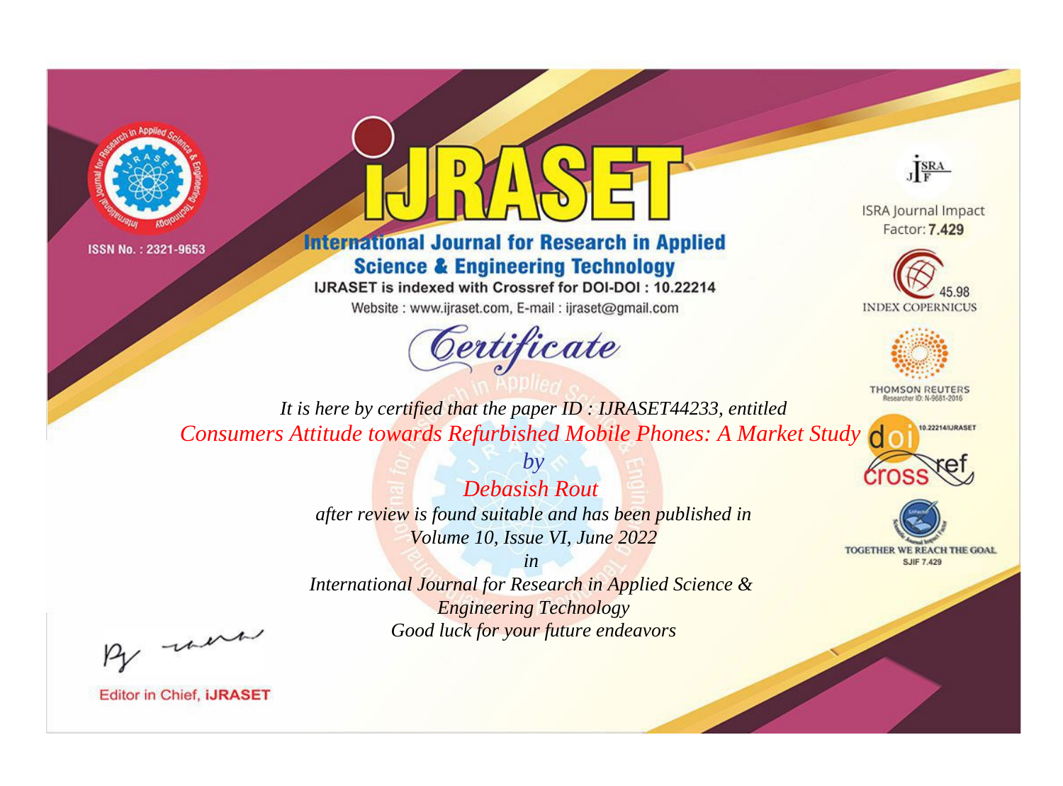ISSN No. : 2321-9653

# iJRASET

## International Journal for Research in Applied Science & Engineering Technology

IJRASET is indexed with Crossref for DOI-DOI : 10.22214

Website : www.ijraset.com, E-mail : ijraset@gmail.com

ISRA Journal Impact Factor: **7.429**

45.98 INDEX COPERNICUS

THOMSON REUTERS Researcher ID: N-9681-2016

10.22214/IJRASET

TOGETHER WE REACH THE GOAL SJIF 7.429

# Certificate

*It is here by certified that the paper ID : IJRASET44233, entitled*

*Consumers Attitude towards Refurbished Mobile Phones: A Market Study*

*by*

*Debasish Rout*

*after review is found suitable and has been published in*

*Volume 10, Issue VI, June 2022*

*in*

*International Journal for Research in Applied Science & Engineering Technology*

*Good luck for your future endeavors*

Editor in Chief, **iJRASET**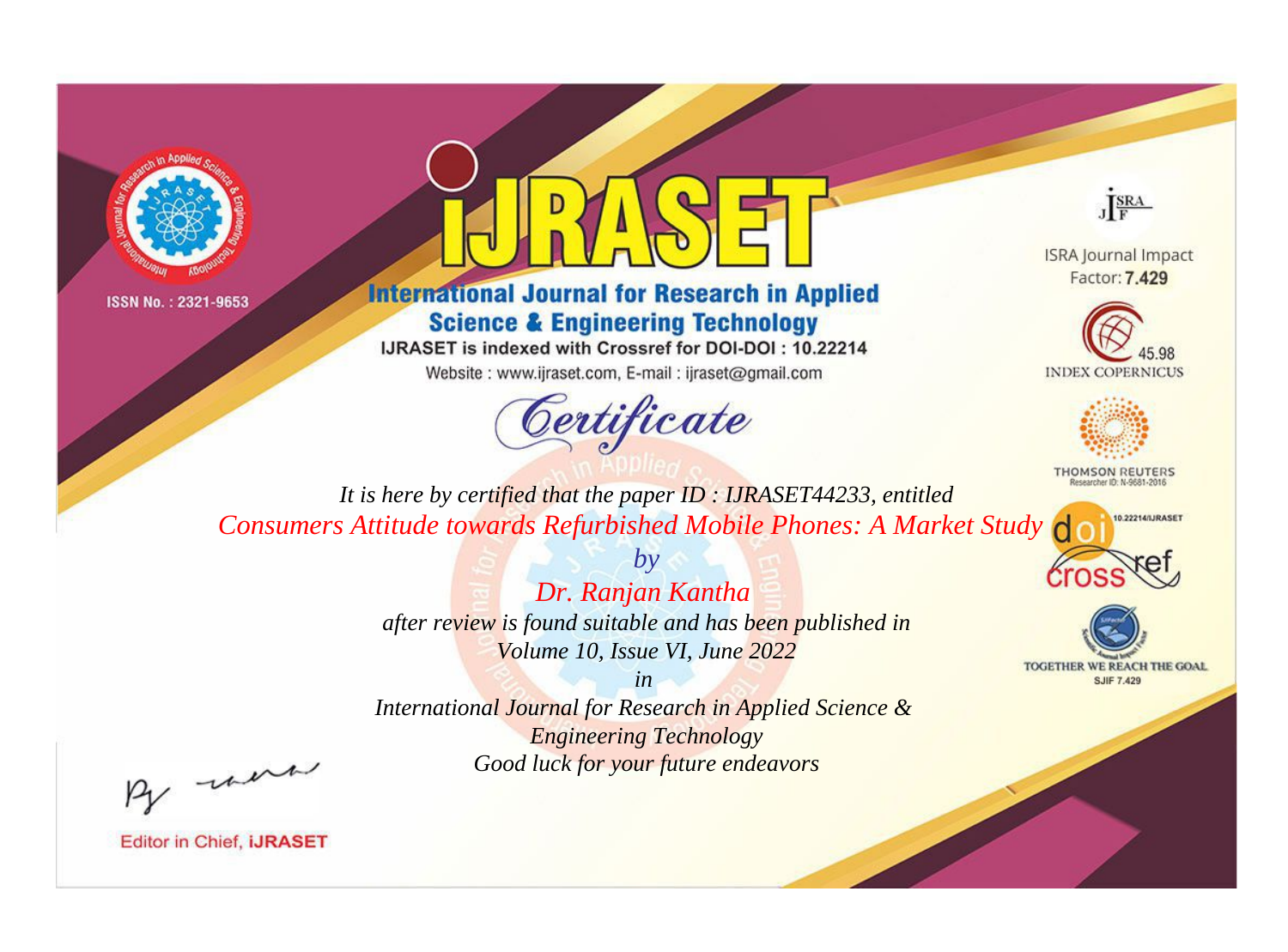ISSN No. : 2321-9653

# iJRASET

## International Journal for Research in Applied Science & Engineering Technology

IJRASET is indexed with Crossref for DOI-DOI : 10.22214

Website : www.ijraset.com, E-mail : ijraset@gmail.com

ISRA Journal Impact Factor: **7.429**

45.98 INDEX COPERNICUS

THOMSON REUTERS Researcher ID: N-9681-2016

10.22214/IJRASET

TOGETHER WE REACH THE GOAL SJIF 7.429

*Certificate*

*It is here by certified that the paper ID : IJRASET44233, entitled*

*Consumers Attitude towards Refurbished Mobile Phones: A Market Study*

*by*

*Dr. Ranjan Kantha*

*after review is found suitable and has been published in*

*Volume 10, Issue VI, June 2022*

*in*

*International Journal for Research in Applied Science & Engineering Technology*

*Good luck for your future endeavors*

Editor in Chief, **iJRASET**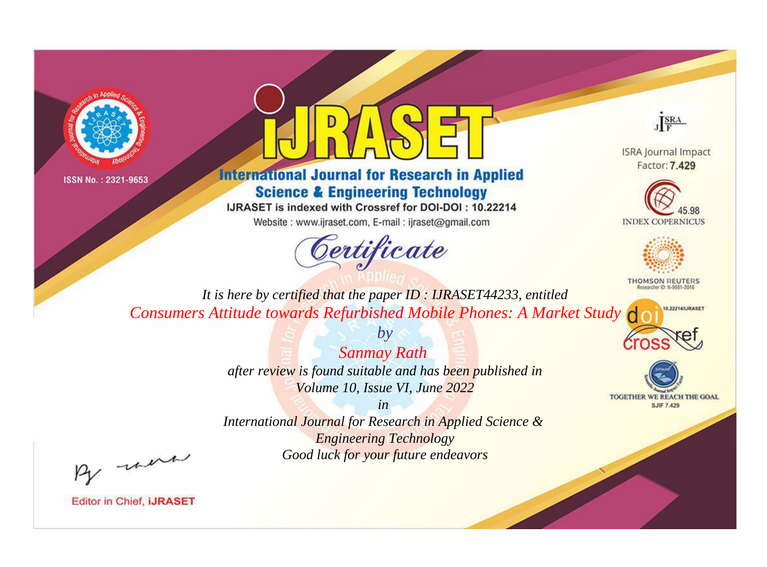ISSN No. : 2321-9653

# iJRASET

## International Journal for Research in Applied Science & Engineering Technology

IJRASET is indexed with Crossref for DOI-DOI : 10.22214

Website : www.ijraset.com, E-mail : ijraset@gmail.com

*Certificate*

ISRA Journal Impact Factor: **7.429**

45.98 INDEX COPERNICUS

THOMSON REUTERS Researcher ID: N-9681-2016

10.22214/IJRASET

TOGETHER WE REACH THE GOAL SJIF 7.429

*It is here by certified that the paper ID : IJRASET44233, entitled*

*Consumers Attitude towards Refurbished Mobile Phones: A Market Study*

*by*

*Sanmay Rath*

*after review is found suitable and has been published in*

*Volume 10, Issue VI, June 2022*

*in*

*International Journal for Research in Applied Science & Engineering Technology*

*Good luck for your future endeavors*

Editor in Chief, **iJRASET**